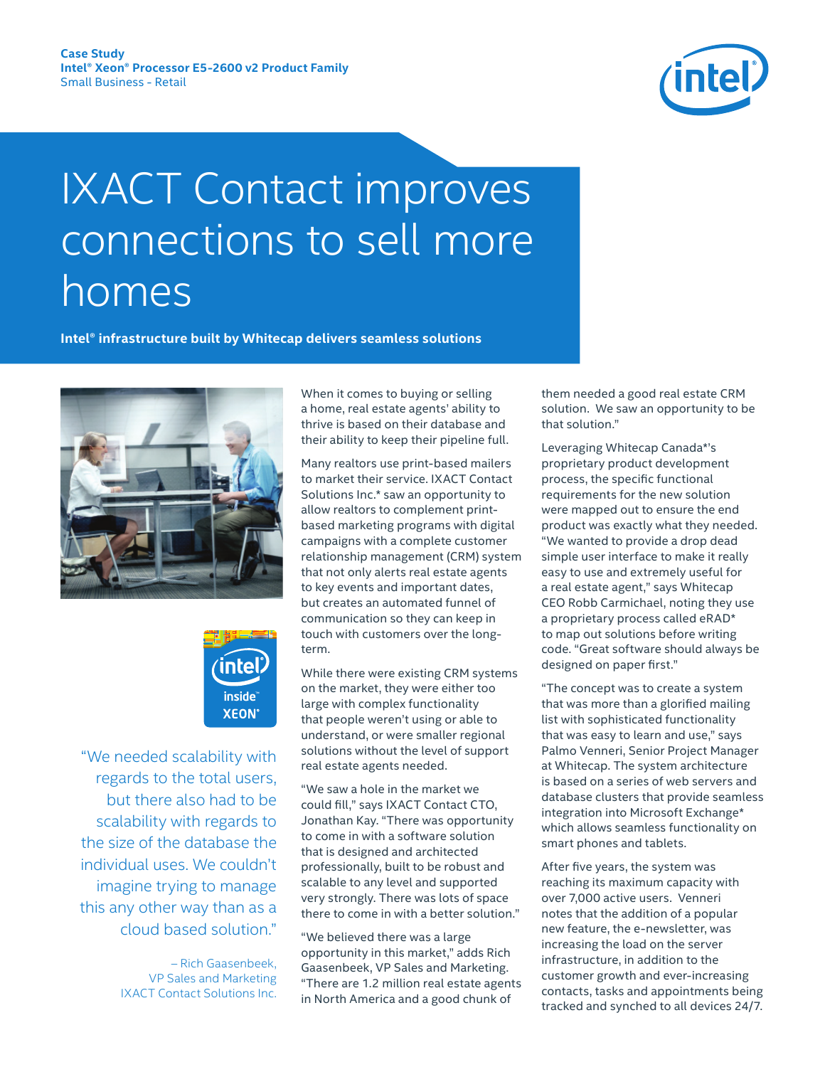Case Study
**Intel® Xeon® Processor E5-2600 v2 Product Family**
Small Business - Retail

# IXACT Contact improves connections to sell more homes

**Intel® infrastructure built by Whitecap delivers seamless solutions**

"We needed scalability with regards to the total users, but there also had to be scalability with regards to the size of the database the individual uses. We couldn't imagine trying to manage this any other way than as a cloud based solution."

– Rich Gaasenbeek, VP Sales and Marketing IXACT Contact Solutions Inc.

When it comes to buying or selling a home, real estate agents' ability to thrive is based on their database and their ability to keep their pipeline full.

Many realtors use print-based mailers to market their service. IXACT Contact Solutions Inc.* saw an opportunity to allow realtors to complement print-based marketing programs with digital campaigns with a complete customer relationship management (CRM) system that not only alerts real estate agents to key events and important dates, but creates an automated funnel of communication so they can keep in touch with customers over the long-term.

While there were existing CRM systems on the market, they were either too large with complex functionality that people weren't using or able to understand, or were smaller regional solutions without the level of support real estate agents needed.

"We saw a hole in the market we could fill," says IXACT Contact CTO, Jonathan Kay. "There was opportunity to come in with a software solution that is designed and architected professionally, built to be robust and scalable to any level and supported very strongly. There was lots of space there to come in with a better solution."

"We believed there was a large opportunity in this market," adds Rich Gaasenbeek, VP Sales and Marketing. "There are 1.2 million real estate agents in North America and a good chunk of them needed a good real estate CRM solution. We saw an opportunity to be that solution."

Leveraging Whitecap Canada*'s proprietary product development process, the specific functional requirements for the new solution were mapped out to ensure the end product was exactly what they needed. "We wanted to provide a drop dead simple user interface to make it really easy to use and extremely useful for a real estate agent," says Whitecap CEO Robb Carmichael, noting they use a proprietary process called eRAD* to map out solutions before writing code. "Great software should always be designed on paper first."

"The concept was to create a system that was more than a glorified mailing list with sophisticated functionality that was easy to learn and use," says Palmo Venneri, Senior Project Manager at Whitecap. The system architecture is based on a series of web servers and database clusters that provide seamless integration into Microsoft Exchange* which allows seamless functionality on smart phones and tablets.

After five years, the system was reaching its maximum capacity with over 7,000 active users. Venneri notes that the addition of a popular new feature, the e-newsletter, was increasing the load on the server infrastructure, in addition to the customer growth and ever-increasing contacts, tasks and appointments being tracked and synched to all devices 24/7.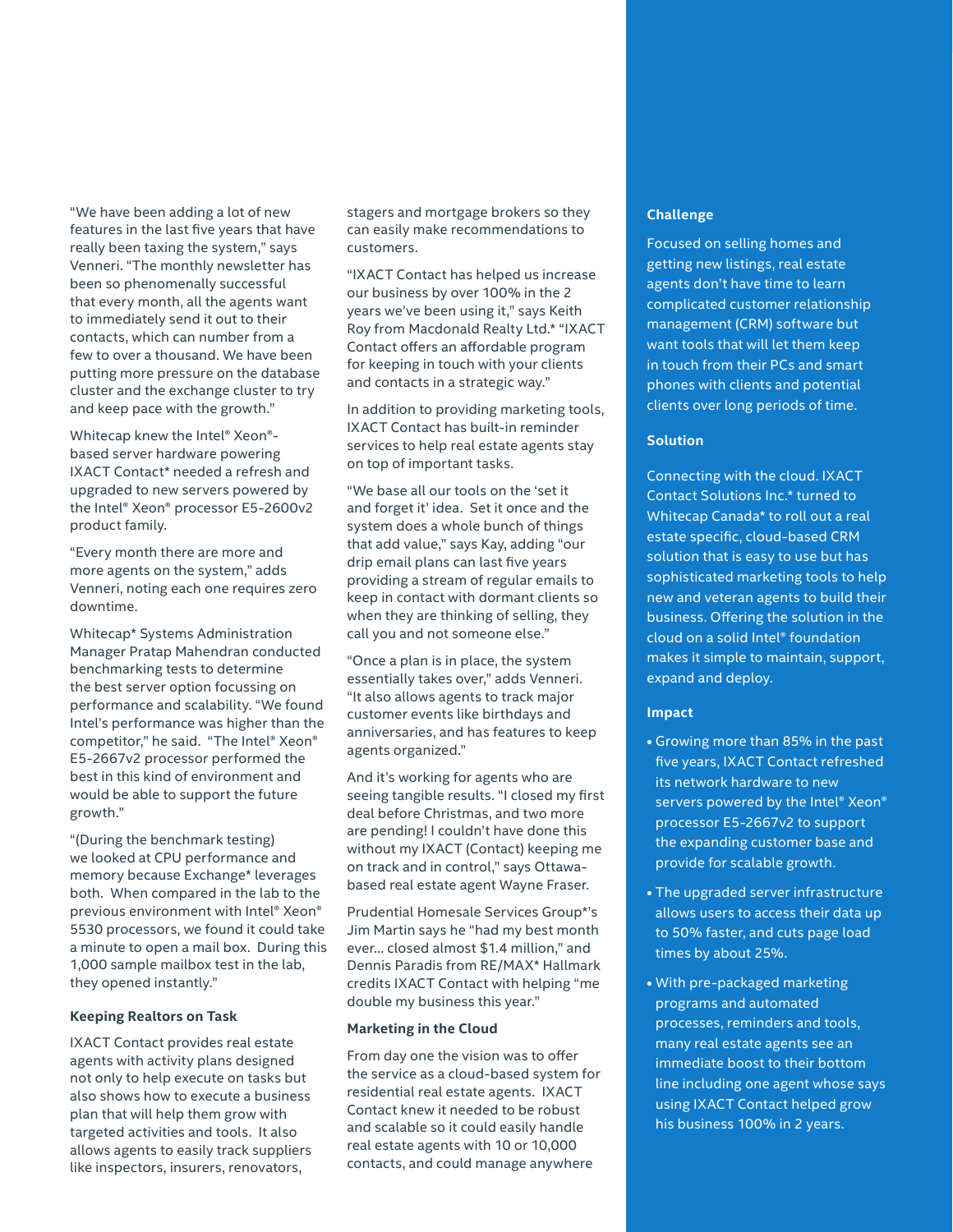"We have been adding a lot of new features in the last five years that have really been taxing the system," says Venneri. "The monthly newsletter has been so phenomenally successful that every month, all the agents want to immediately send it out to their contacts, which can number from a few to over a thousand. We have been putting more pressure on the database cluster and the exchange cluster to try and keep pace with the growth."

Whitecap knew the Intel® Xeon®-based server hardware powering IXACT Contact* needed a refresh and upgraded to new servers powered by the Intel® Xeon® processor E5-2600v2 product family.

"Every month there are more and more agents on the system," adds Venneri, noting each one requires zero downtime.

Whitecap* Systems Administration Manager Pratap Mahendran conducted benchmarking tests to determine the best server option focussing on performance and scalability. "We found Intel's performance was higher than the competitor," he said. "The Intel® Xeon® E5-2667v2 processor performed the best in this kind of environment and would be able to support the future growth."

"(During the benchmark testing) we looked at CPU performance and memory because Exchange* leverages both. When compared in the lab to the previous environment with Intel® Xeon® 5530 processors, we found it could take a minute to open a mail box. During this 1,000 sample mailbox test in the lab, they opened instantly."

### Keeping Realtors on Task

IXACT Contact provides real estate agents with activity plans designed not only to help execute on tasks but also shows how to execute a business plan that will help them grow with targeted activities and tools. It also allows agents to easily track suppliers like inspectors, insurers, renovators, stagers and mortgage brokers so they can easily make recommendations to customers.

"IXACT Contact has helped us increase our business by over 100% in the 2 years we've been using it," says Keith Roy from Macdonald Realty Ltd.* "IXACT Contact offers an affordable program for keeping in touch with your clients and contacts in a strategic way."

In addition to providing marketing tools, IXACT Contact has built-in reminder services to help real estate agents stay on top of important tasks.

"We base all our tools on the 'set it and forget it' idea. Set it once and the system does a whole bunch of things that add value," says Kay, adding "our drip email plans can last five years providing a stream of regular emails to keep in contact with dormant clients so when they are thinking of selling, they call you and not someone else."

"Once a plan is in place, the system essentially takes over," adds Venneri. "It also allows agents to track major customer events like birthdays and anniversaries, and has features to keep agents organized."

And it's working for agents who are seeing tangible results. "I closed my first deal before Christmas, and two more are pending! I couldn't have done this without my IXACT (Contact) keeping me on track and in control," says Ottawa-based real estate agent Wayne Fraser.

Prudential Homesale Services Group*'s Jim Martin says he "had my best month ever... closed almost $1.4 million," and Dennis Paradis from RE/MAX* Hallmark credits IXACT Contact with helping "me double my business this year."

### Marketing in the Cloud

From day one the vision was to offer the service as a cloud-based system for residential real estate agents. IXACT Contact knew it needed to be robust and scalable so it could easily handle real estate agents with 10 or 10,000 contacts, and could manage anywhere

### Challenge

Focused on selling homes and getting new listings, real estate agents don't have time to learn complicated customer relationship management (CRM) software but want tools that will let them keep in touch from their PCs and smart phones with clients and potential clients over long periods of time.

### Solution

Connecting with the cloud. IXACT Contact Solutions Inc.* turned to Whitecap Canada* to roll out a real estate specific, cloud-based CRM solution that is easy to use but has sophisticated marketing tools to help new and veteran agents to build their business. Offering the solution in the cloud on a solid Intel® foundation makes it simple to maintain, support, expand and deploy.

### Impact

- Growing more than 85% in the past five years, IXACT Contact refreshed its network hardware to new servers powered by the Intel® Xeon® processor E5-2667v2 to support the expanding customer base and provide for scalable growth.
- The upgraded server infrastructure allows users to access their data up to 50% faster, and cuts page load times by about 25%.
- With pre-packaged marketing programs and automated processes, reminders and tools, many real estate agents see an immediate boost to their bottom line including one agent whose says using IXACT Contact helped grow his business 100% in 2 years.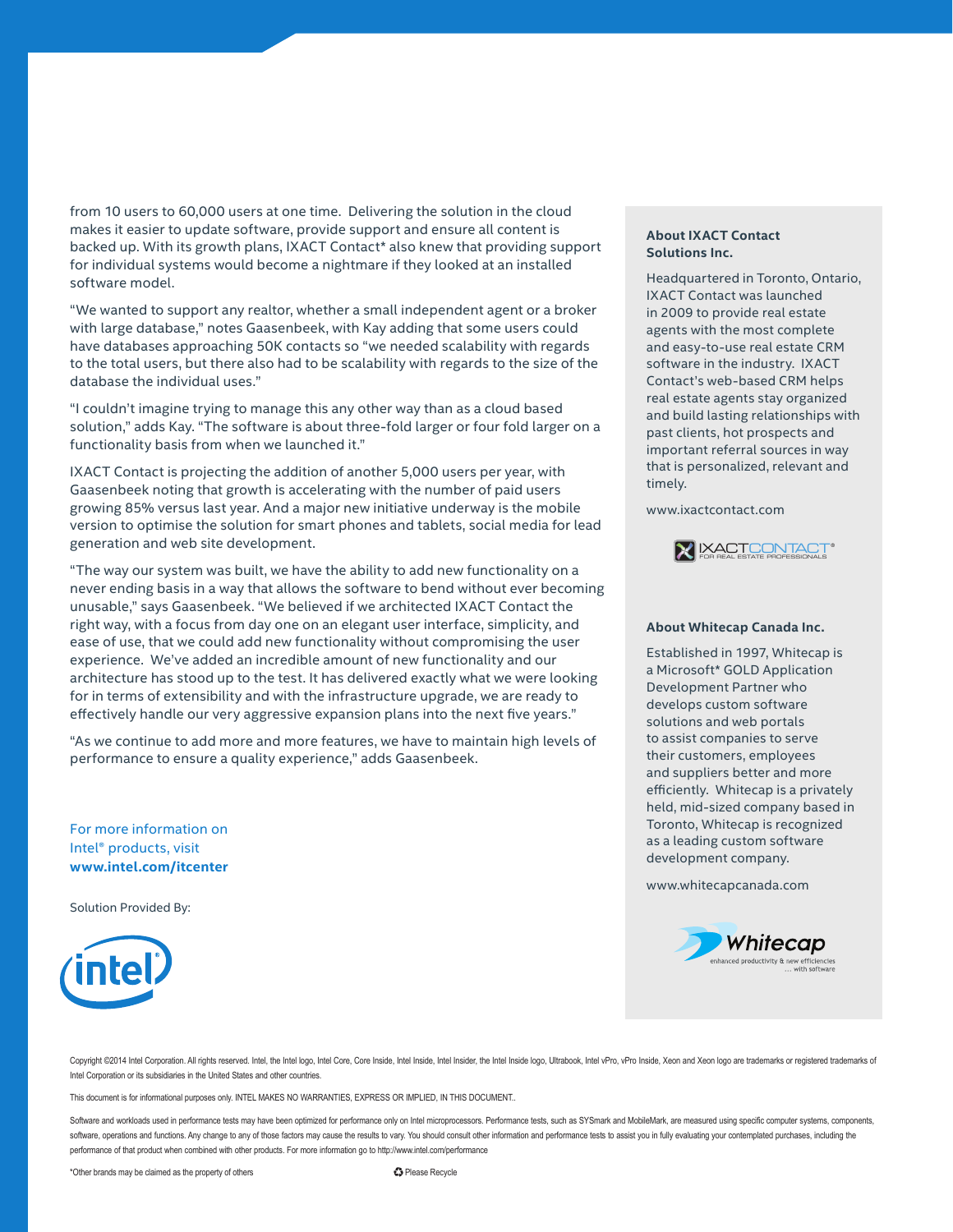from 10 users to 60,000 users at one time. Delivering the solution in the cloud makes it easier to update software, provide support and ensure all content is backed up. With its growth plans, IXACT Contact* also knew that providing support for individual systems would become a nightmare if they looked at an installed software model.

"We wanted to support any realtor, whether a small independent agent or a broker with large database," notes Gaasenbeek, with Kay adding that some users could have databases approaching 50K contacts so "we needed scalability with regards to the total users, but there also had to be scalability with regards to the size of the database the individual uses."

"I couldn't imagine trying to manage this any other way than as a cloud based solution," adds Kay. "The software is about three-fold larger or four fold larger on a functionality basis from when we launched it."

IXACT Contact is projecting the addition of another 5,000 users per year, with Gaasenbeek noting that growth is accelerating with the number of paid users growing 85% versus last year. And a major new initiative underway is the mobile version to optimise the solution for smart phones and tablets, social media for lead generation and web site development.

"The way our system was built, we have the ability to add new functionality on a never ending basis in a way that allows the software to bend without ever becoming unusable," says Gaasenbeek. "We believed if we architected IXACT Contact the right way, with a focus from day one on an elegant user interface, simplicity, and ease of use, that we could add new functionality without compromising the user experience. We've added an incredible amount of new functionality and our architecture has stood up to the test. It has delivered exactly what we were looking for in terms of extensibility and with the infrastructure upgrade, we are ready to effectively handle our very aggressive expansion plans into the next five years."

"As we continue to add more and more features, we have to maintain high levels of performance to ensure a quality experience," adds Gaasenbeek.

For more information on Intel® products, visit **www.intel.com/itcenter**

Solution Provided By:

### About IXACT Contact Solutions Inc.

Headquartered in Toronto, Ontario, IXACT Contact was launched in 2009 to provide real estate agents with the most complete and easy-to-use real estate CRM software in the industry. IXACT Contact's web-based CRM helps real estate agents stay organized and build lasting relationships with past clients, hot prospects and important referral sources in way that is personalized, relevant and timely.

www.ixactcontact.com

### About Whitecap Canada Inc.

Established in 1997, Whitecap is a Microsoft* GOLD Application Development Partner who develops custom software solutions and web portals to assist companies to serve their customers, employees and suppliers better and more efficiently. Whitecap is a privately held, mid-sized company based in Toronto, Whitecap is recognized as a leading custom software development company.

www.whitecapcanada.com

Copyright ©2014 Intel Corporation. All rights reserved. Intel, the Intel logo, Intel Core, Core Inside, Intel Inside, Intel Insider, the Intel Inside logo, Ultrabook, Intel vPro, vPro Inside, Xeon and Xeon logo are trademarks or registered trademarks of Intel Corporation or its subsidiaries in the United States and other countries.

This document is for informational purposes only. INTEL MAKES NO WARRANTIES, EXPRESS OR IMPLIED, IN THIS DOCUMENT..

Software and workloads used in performance tests may have been optimized for performance only on Intel microprocessors. Performance tests, such as SYSmark and MobileMark, are measured using specific computer systems, components, software, operations and functions. Any change to any of those factors may cause the results to vary. You should consult other information and performance tests to assist you in fully evaluating your contemplated purchases, including the performance of that product when combined with other products. For more information go to http://www.intel.com/performance

*Other brands may be claimed as the property of others

Please Recycle